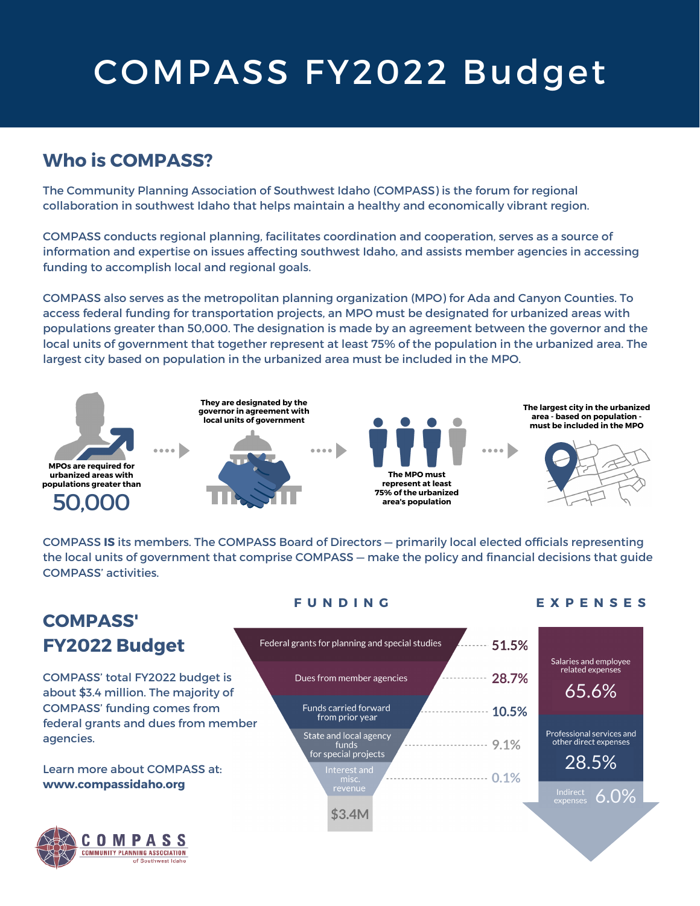# COMPASS FY2022 Budget

## Who is COMPASS?

The Community Planning Association of Southwest Idaho (COMPASS) is the forum for regional collaboration in southwest Idaho that helps maintain a healthy and economically vibrant region.

COMPASS conducts regional planning, facilitates coordination and cooperation, serves as a source of information and expertise on issues affecting southwest Idaho, and assists member agencies in accessing funding to accomplish local and regional goals.

COMPASS also serves as the metropolitan planning organization (MPO) for Ada and Canyon Counties. To access federal funding for transportation projects, an MPO must be designated for urbanized areas with populations greater than 50,000. The designation is made by an agreement between the governor and the local units of government that together represent at least 75% of the population in the urbanized area. The largest city based on population in the urbanized area must be included in the MPO.

**MPOs are required for urbanized areas with populations greater than**
**50,000**

**They are designated by the governor in agreement with local units of government**

**The MPO must represent at least 75% of the urbanized area's population**

**The largest city in the urbanized area - based on population - must be included in the MPO**

COMPASS **IS** its members. The COMPASS Board of Directors — primarily local elected officials representing the local units of government that comprise COMPASS — make the policy and financial decisions that guide COMPASS' activities.

## COMPASS' FY2022 Budget

COMPASS' total FY2022 budget is about $3.4 million. The majority of COMPASS' funding comes from federal grants and dues from member agencies.

Learn more about COMPASS at:
**www.compassidaho.org**

### FUNDING

| Source | Share |
|---|---|
| Federal grants for planning and special studies | 51.5% |
| Dues from member agencies | 28.7% |
| Funds carried forward from prior year | 10.5% |
| State and local agency funds for special projects | 9.1% |
| Interest and misc. revenue | 0.1% |
| **Total** | **$3.4M** |

### EXPENSES

| Category | Share |
|---|---|
| Salaries and employee related expenses | 65.6% |
| Professional services and other direct expenses | 28.5% |
| Indirect expenses | 6.0% |

COMPASS
COMMUNITY PLANNING ASSOCIATION of Southwest Idaho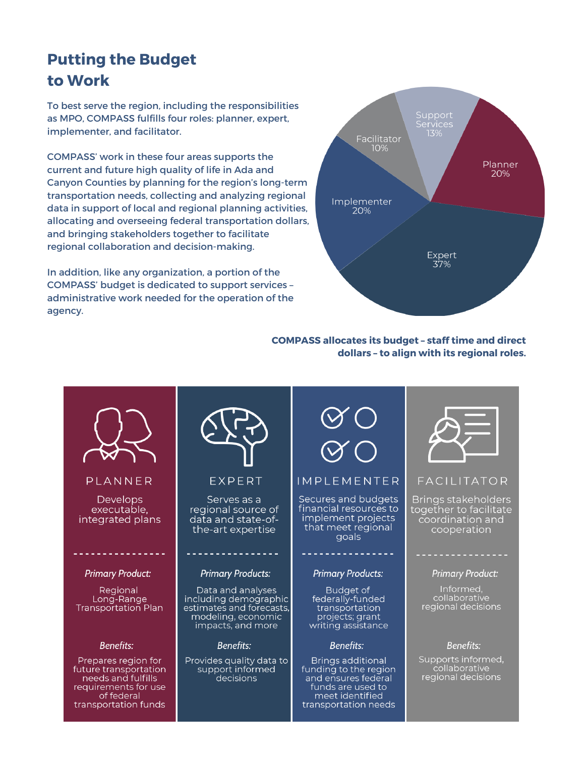## Putting the Budget to Work

To best serve the region, including the responsibilities as MPO, COMPASS fulfills four roles: planner, expert, implementer, and facilitator.

COMPASS' work in these four areas supports the current and future high quality of life in Ada and Canyon Counties by planning for the region's long-term transportation needs, collecting and analyzing regional data in support of local and regional planning activities, allocating and overseeing federal transportation dollars, and bringing stakeholders together to facilitate regional collaboration and decision-making.

In addition, like any organization, a portion of the COMPASS' budget is dedicated to support services – administrative work needed for the operation of the agency.

Support Services 13%
Planner 20%
Expert 37%
Implementer 20%
Facilitator 10%

**COMPASS allocates its budget – staff time and direct dollars – to align with its regional roles.**

### PLANNER

Develops executable, integrated plans

*Primary Product:*

Regional Long-Range Transportation Plan

*Benefits:*

Prepares region for future transportation needs and fulfills requirements for use of federal transportation funds

### EXPERT

Serves as a regional source of data and state-of-the-art expertise

*Primary Products:*

Data and analyses including demographic estimates and forecasts, modeling, economic impacts, and more

*Benefits:*

Provides quality data to support informed decisions

### IMPLEMENTER

Secures and budgets financial resources to implement projects that meet regional goals

*Primary Products:*

Budget of federally-funded transportation projects; grant writing assistance

*Benefits:*

Brings additional funding to the region and ensures federal funds are used to meet identified transportation needs

### FACILITATOR

Brings stakeholders together to facilitate coordination and cooperation

*Primary Product:*

Informed, collaborative regional decisions

*Benefits:*

Supports informed, collaborative regional decisions